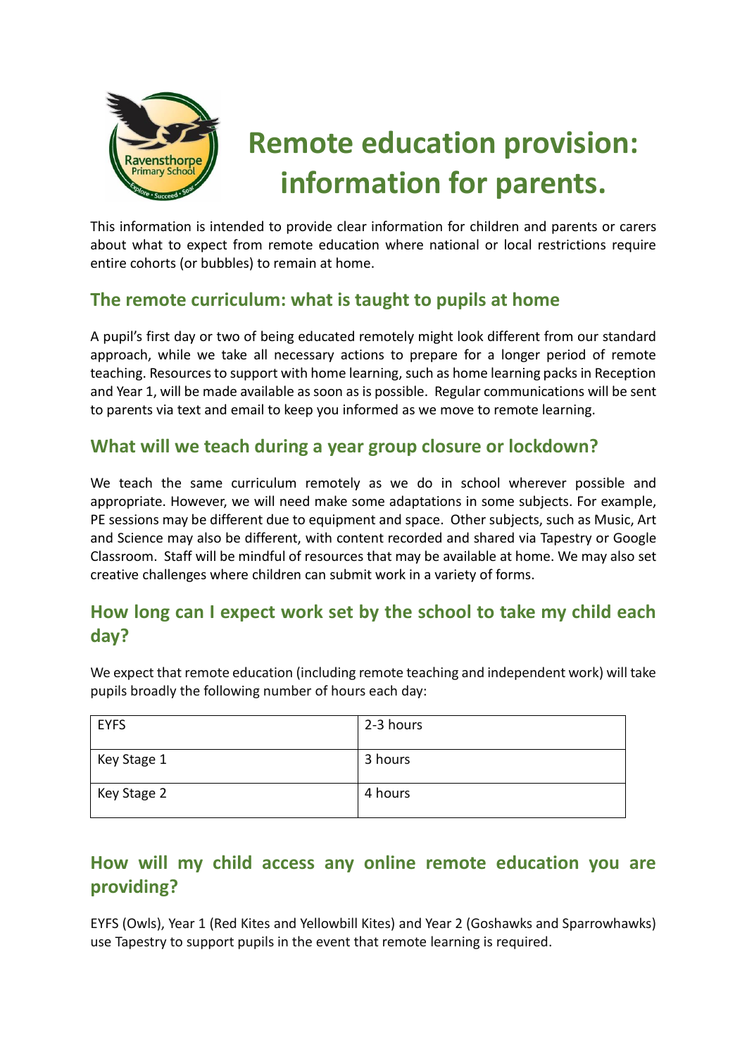# Remote education provision: information for parents.

This information is intended to provide clear information for children and parents or carers about what to expect from remote education where national or local restrictions require entire cohorts (or bubbles) to remain at home.

## The remote curriculum: what is taught to pupils at home

A pupil's first day or two of being educated remotely might look different from our standard approach, while we take all necessary actions to prepare for a longer period of remote teaching. Resources to support with home learning, such as home learning packs in Reception and Year 1, will be made available as soon as is possible. Regular communications will be sent to parents via text and email to keep you informed as we move to remote learning.

## What will we teach during a year group closure or lockdown?

We teach the same curriculum remotely as we do in school wherever possible and appropriate. However, we will need make some adaptations in some subjects. For example, PE sessions may be different due to equipment and space. Other subjects, such as Music, Art and Science may also be different, with content recorded and shared via Tapestry or Google Classroom. Staff will be mindful of resources that may be available at home. We may also set creative challenges where children can submit work in a variety of forms.

## How long can I expect work set by the school to take my child each day?

We expect that remote education (including remote teaching and independent work) will take pupils broadly the following number of hours each day:

| EYFS | 2-3 hours |
|---|---|
| Key Stage 1 | 3 hours |
| Key Stage 2 | 4 hours |

## How will my child access any online remote education you are providing?

EYFS (Owls), Year 1 (Red Kites and Yellowbill Kites) and Year 2 (Goshawks and Sparrowhawks) use Tapestry to support pupils in the event that remote learning is required.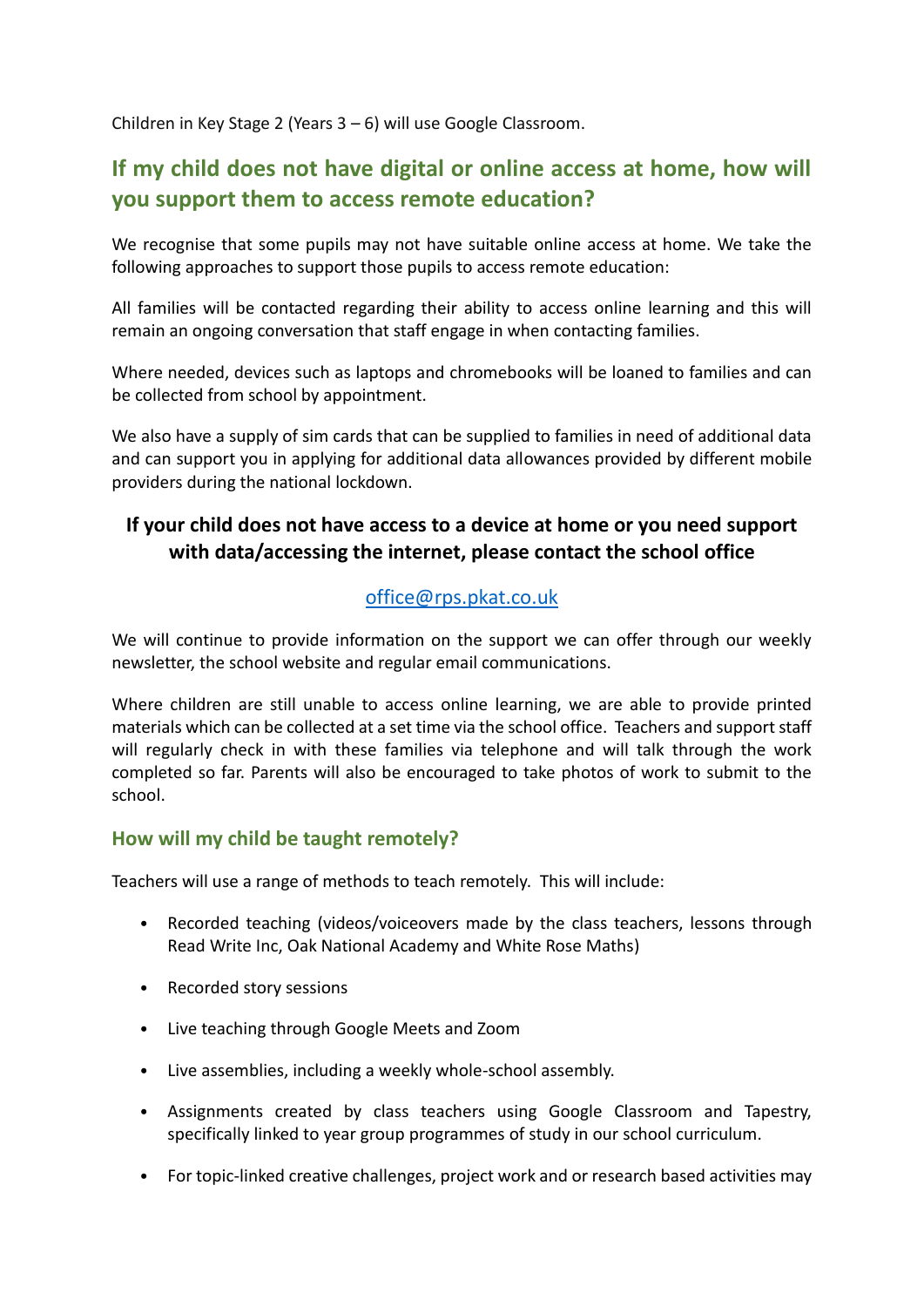Children in Key Stage 2 (Years 3 – 6) will use Google Classroom.

## If my child does not have digital or online access at home, how will you support them to access remote education?

We recognise that some pupils may not have suitable online access at home. We take the following approaches to support those pupils to access remote education:

All families will be contacted regarding their ability to access online learning and this will remain an ongoing conversation that staff engage in when contacting families.

Where needed, devices such as laptops and chromebooks will be loaned to families and can be collected from school by appointment.

We also have a supply of sim cards that can be supplied to families in need of additional data and can support you in applying for additional data allowances provided by different mobile providers during the national lockdown.

**If your child does not have access to a device at home or you need support with data/accessing the internet, please contact the school office**

office@rps.pkat.co.uk

We will continue to provide information on the support we can offer through our weekly newsletter, the school website and regular email communications.

Where children are still unable to access online learning, we are able to provide printed materials which can be collected at a set time via the school office. Teachers and support staff will regularly check in with these families via telephone and will talk through the work completed so far. Parents will also be encouraged to take photos of work to submit to the school.

### How will my child be taught remotely?

Teachers will use a range of methods to teach remotely. This will include:

- Recorded teaching (videos/voiceovers made by the class teachers, lessons through Read Write Inc, Oak National Academy and White Rose Maths)
- Recorded story sessions
- Live teaching through Google Meets and Zoom
- Live assemblies, including a weekly whole-school assembly.
- Assignments created by class teachers using Google Classroom and Tapestry, specifically linked to year group programmes of study in our school curriculum.
- For topic-linked creative challenges, project work and or research based activities may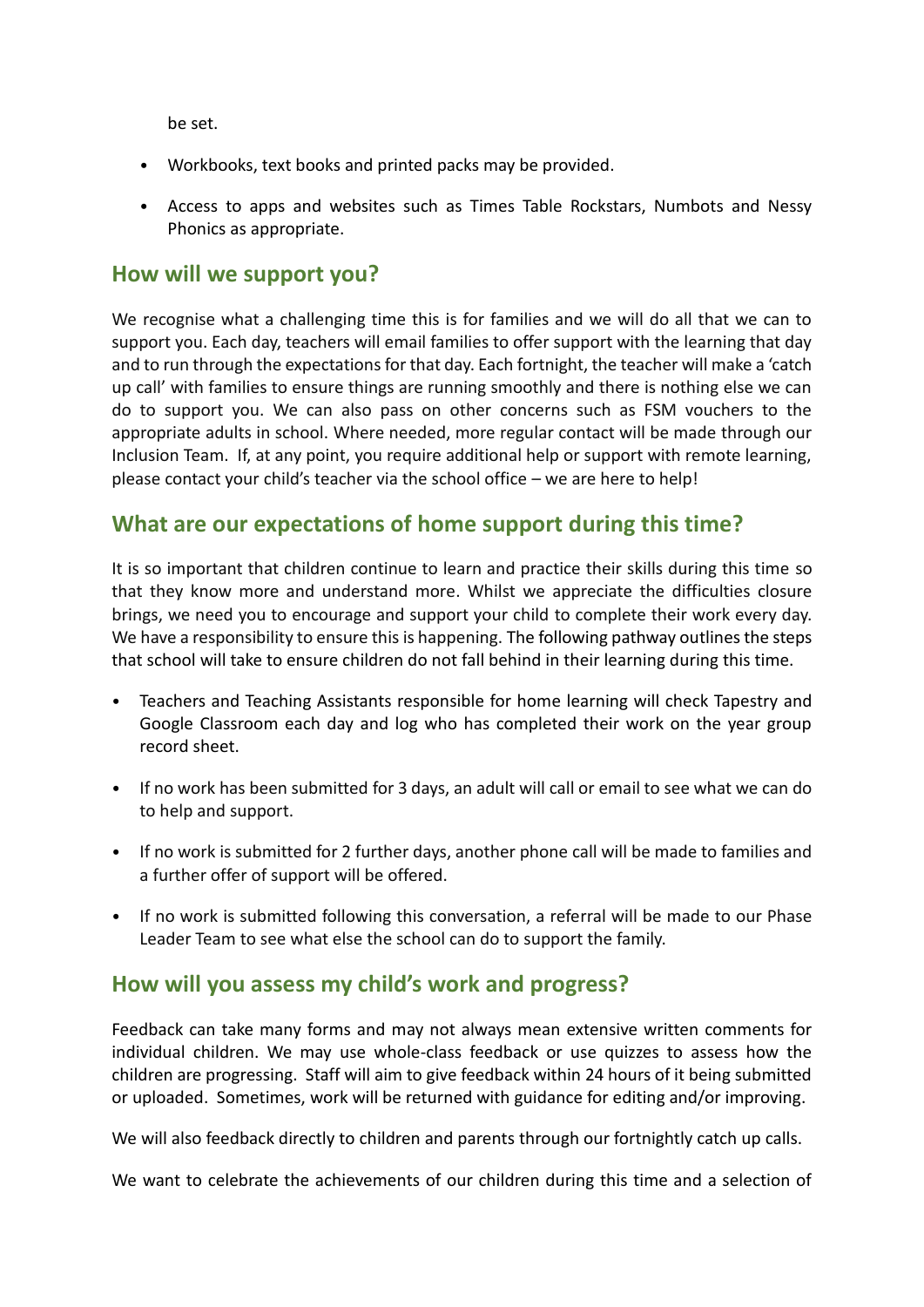be set.

- Workbooks, text books and printed packs may be provided.
- Access to apps and websites such as Times Table Rockstars, Numbots and Nessy Phonics as appropriate.

## How will we support you?

We recognise what a challenging time this is for families and we will do all that we can to support you. Each day, teachers will email families to offer support with the learning that day and to run through the expectations for that day. Each fortnight, the teacher will make a 'catch up call' with families to ensure things are running smoothly and there is nothing else we can do to support you. We can also pass on other concerns such as FSM vouchers to the appropriate adults in school. Where needed, more regular contact will be made through our Inclusion Team. If, at any point, you require additional help or support with remote learning, please contact your child's teacher via the school office – we are here to help!

## What are our expectations of home support during this time?

It is so important that children continue to learn and practice their skills during this time so that they know more and understand more. Whilst we appreciate the difficulties closure brings, we need you to encourage and support your child to complete their work every day. We have a responsibility to ensure this is happening. The following pathway outlines the steps that school will take to ensure children do not fall behind in their learning during this time.

- Teachers and Teaching Assistants responsible for home learning will check Tapestry and Google Classroom each day and log who has completed their work on the year group record sheet.
- If no work has been submitted for 3 days, an adult will call or email to see what we can do to help and support.
- If no work is submitted for 2 further days, another phone call will be made to families and a further offer of support will be offered.
- If no work is submitted following this conversation, a referral will be made to our Phase Leader Team to see what else the school can do to support the family.

## How will you assess my child's work and progress?

Feedback can take many forms and may not always mean extensive written comments for individual children. We may use whole-class feedback or use quizzes to assess how the children are progressing. Staff will aim to give feedback within 24 hours of it being submitted or uploaded. Sometimes, work will be returned with guidance for editing and/or improving.

We will also feedback directly to children and parents through our fortnightly catch up calls.

We want to celebrate the achievements of our children during this time and a selection of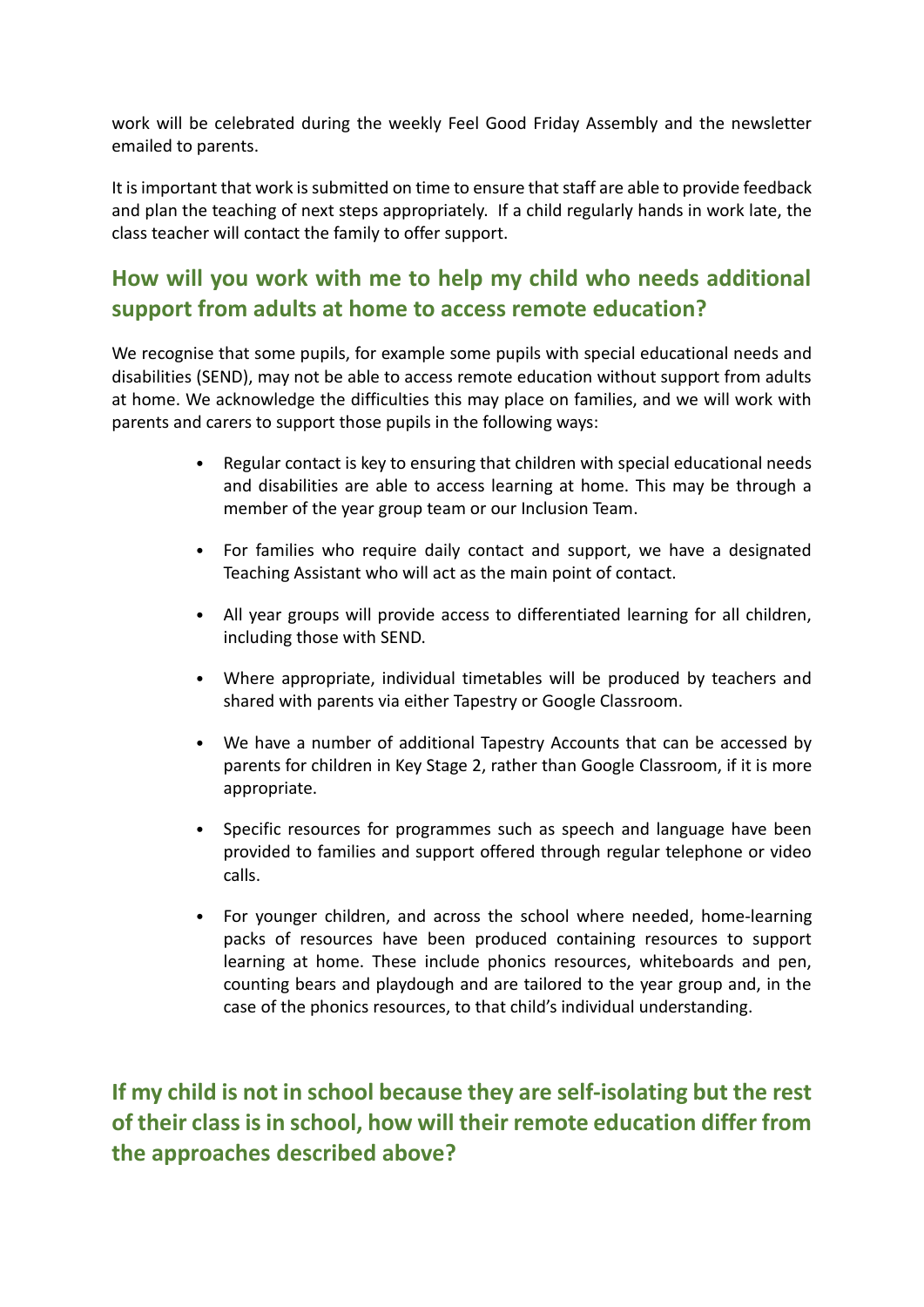work will be celebrated during the weekly Feel Good Friday Assembly and the newsletter emailed to parents.

It is important that work is submitted on time to ensure that staff are able to provide feedback and plan the teaching of next steps appropriately. If a child regularly hands in work late, the class teacher will contact the family to offer support.

## How will you work with me to help my child who needs additional support from adults at home to access remote education?

We recognise that some pupils, for example some pupils with special educational needs and disabilities (SEND), may not be able to access remote education without support from adults at home. We acknowledge the difficulties this may place on families, and we will work with parents and carers to support those pupils in the following ways:

- Regular contact is key to ensuring that children with special educational needs and disabilities are able to access learning at home. This may be through a member of the year group team or our Inclusion Team.
- For families who require daily contact and support, we have a designated Teaching Assistant who will act as the main point of contact.
- All year groups will provide access to differentiated learning for all children, including those with SEND.
- Where appropriate, individual timetables will be produced by teachers and shared with parents via either Tapestry or Google Classroom.
- We have a number of additional Tapestry Accounts that can be accessed by parents for children in Key Stage 2, rather than Google Classroom, if it is more appropriate.
- Specific resources for programmes such as speech and language have been provided to families and support offered through regular telephone or video calls.
- For younger children, and across the school where needed, home-learning packs of resources have been produced containing resources to support learning at home. These include phonics resources, whiteboards and pen, counting bears and playdough and are tailored to the year group and, in the case of the phonics resources, to that child's individual understanding.

## If my child is not in school because they are self-isolating but the rest of their class is in school, how will their remote education differ from the approaches described above?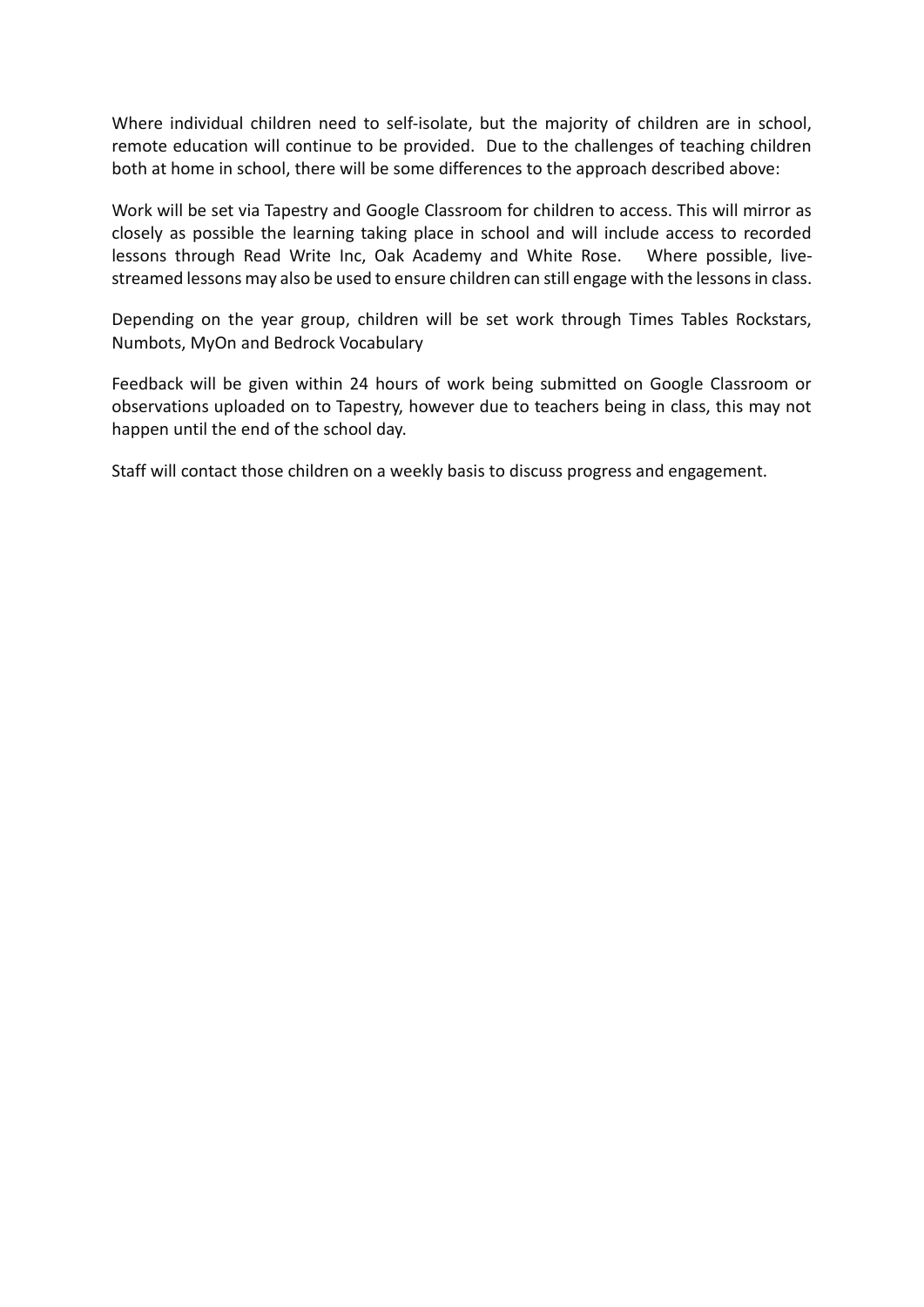Where individual children need to self-isolate, but the majority of children are in school, remote education will continue to be provided. Due to the challenges of teaching children both at home in school, there will be some differences to the approach described above:

Work will be set via Tapestry and Google Classroom for children to access. This will mirror as closely as possible the learning taking place in school and will include access to recorded lessons through Read Write Inc, Oak Academy and White Rose. Where possible, live-streamed lessons may also be used to ensure children can still engage with the lessons in class.

Depending on the year group, children will be set work through Times Tables Rockstars, Numbots, MyOn and Bedrock Vocabulary

Feedback will be given within 24 hours of work being submitted on Google Classroom or observations uploaded on to Tapestry, however due to teachers being in class, this may not happen until the end of the school day.

Staff will contact those children on a weekly basis to discuss progress and engagement.